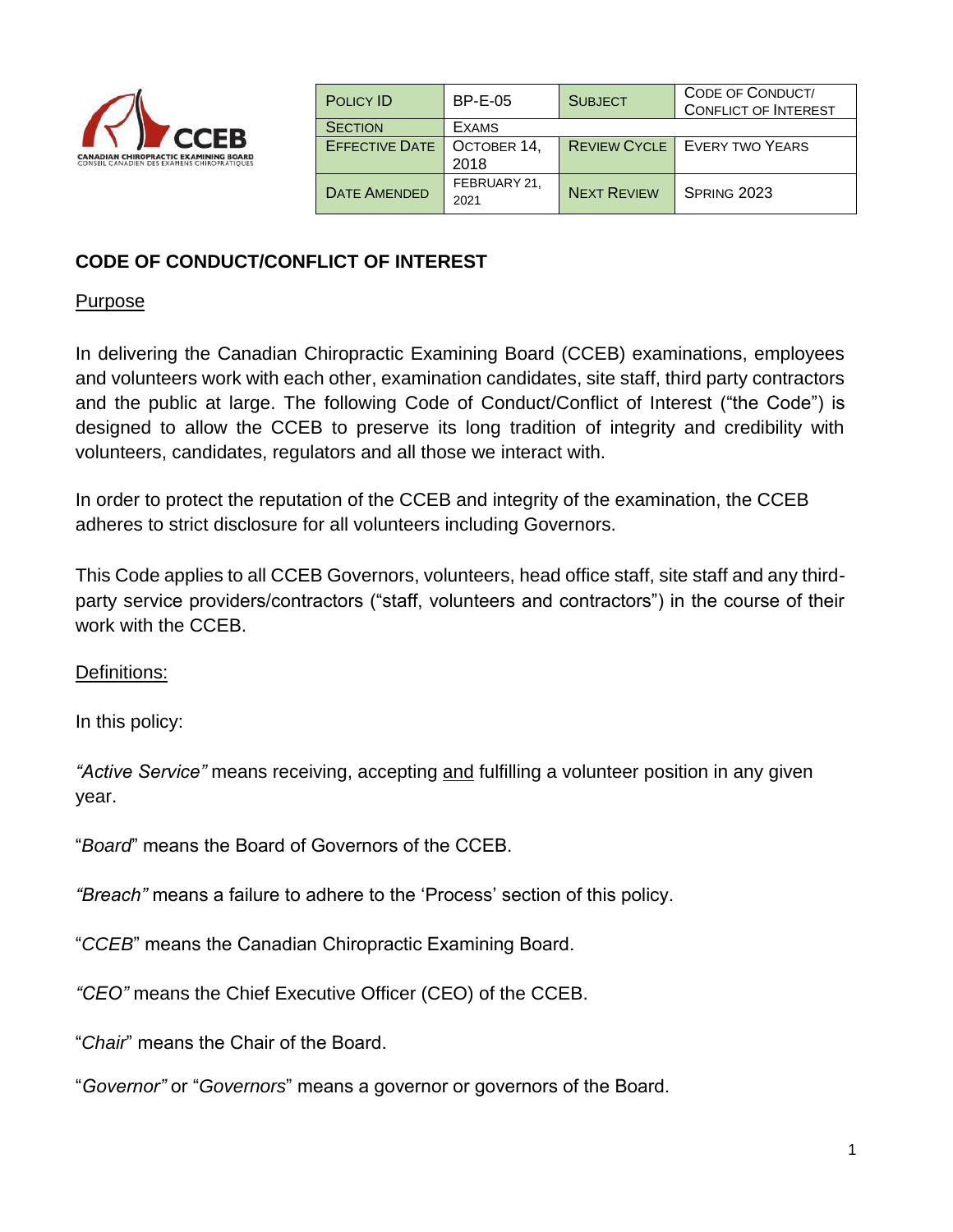| Policy ID | BP-E-05 | Subject | Code of Conduct/ Conflict of Interest |
|---|---|---|---|
| Section | Exams | | |
| Effective Date | October 14, 2018 | Review Cycle | Every two years |
| Date Amended | February 21, 2021 | Next Review | Spring 2023 |

**CODE OF CONDUCT/CONFLICT OF INTEREST**

Purpose

In delivering the Canadian Chiropractic Examining Board (CCEB) examinations, employees and volunteers work with each other, examination candidates, site staff, third party contractors and the public at large. The following Code of Conduct/Conflict of Interest ("the Code") is designed to allow the CCEB to preserve its long tradition of integrity and credibility with volunteers, candidates, regulators and all those we interact with.

In order to protect the reputation of the CCEB and integrity of the examination, the CCEB adheres to strict disclosure for all volunteers including Governors.

This Code applies to all CCEB Governors, volunteers, head office staff, site staff and any third-party service providers/contractors ("staff, volunteers and contractors") in the course of their work with the CCEB.

Definitions:

In this policy:

*"Active Service"* means receiving, accepting and fulfilling a volunteer position in any given year.

"*Board*" means the Board of Governors of the CCEB.

*"Breach"* means a failure to adhere to the 'Process' section of this policy.

"*CCEB*" means the Canadian Chiropractic Examining Board.

*"CEO"* means the Chief Executive Officer (CEO) of the CCEB.

"*Chair*" means the Chair of the Board.

"*Governor"* or "*Governors*" means a governor or governors of the Board.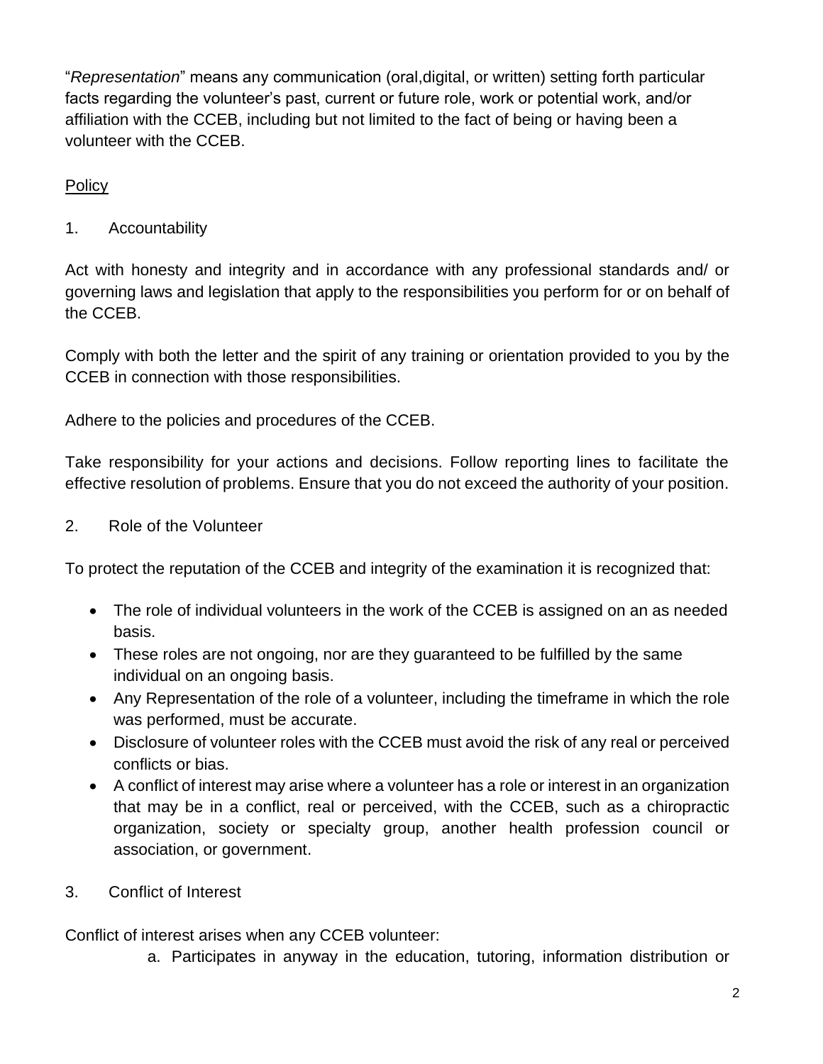"*Representation*" means any communication (oral,digital, or written) setting forth particular facts regarding the volunteer's past, current or future role, work or potential work, and/or affiliation with the CCEB, including but not limited to the fact of being or having been a volunteer with the CCEB.

## Policy

### 1. Accountability

Act with honesty and integrity and in accordance with any professional standards and/ or governing laws and legislation that apply to the responsibilities you perform for or on behalf of the CCEB.

Comply with both the letter and the spirit of any training or orientation provided to you by the CCEB in connection with those responsibilities.

Adhere to the policies and procedures of the CCEB.

Take responsibility for your actions and decisions. Follow reporting lines to facilitate the effective resolution of problems. Ensure that you do not exceed the authority of your position.

### 2. Role of the Volunteer

To protect the reputation of the CCEB and integrity of the examination it is recognized that:

- The role of individual volunteers in the work of the CCEB is assigned on an as needed basis.
- These roles are not ongoing, nor are they guaranteed to be fulfilled by the same individual on an ongoing basis.
- Any Representation of the role of a volunteer, including the timeframe in which the role was performed, must be accurate.
- Disclosure of volunteer roles with the CCEB must avoid the risk of any real or perceived conflicts or bias.
- A conflict of interest may arise where a volunteer has a role or interest in an organization that may be in a conflict, real or perceived, with the CCEB, such as a chiropractic organization, society or specialty group, another health profession council or association, or government.

### 3. Conflict of Interest

Conflict of interest arises when any CCEB volunteer:

a. Participates in anyway in the education, tutoring, information distribution or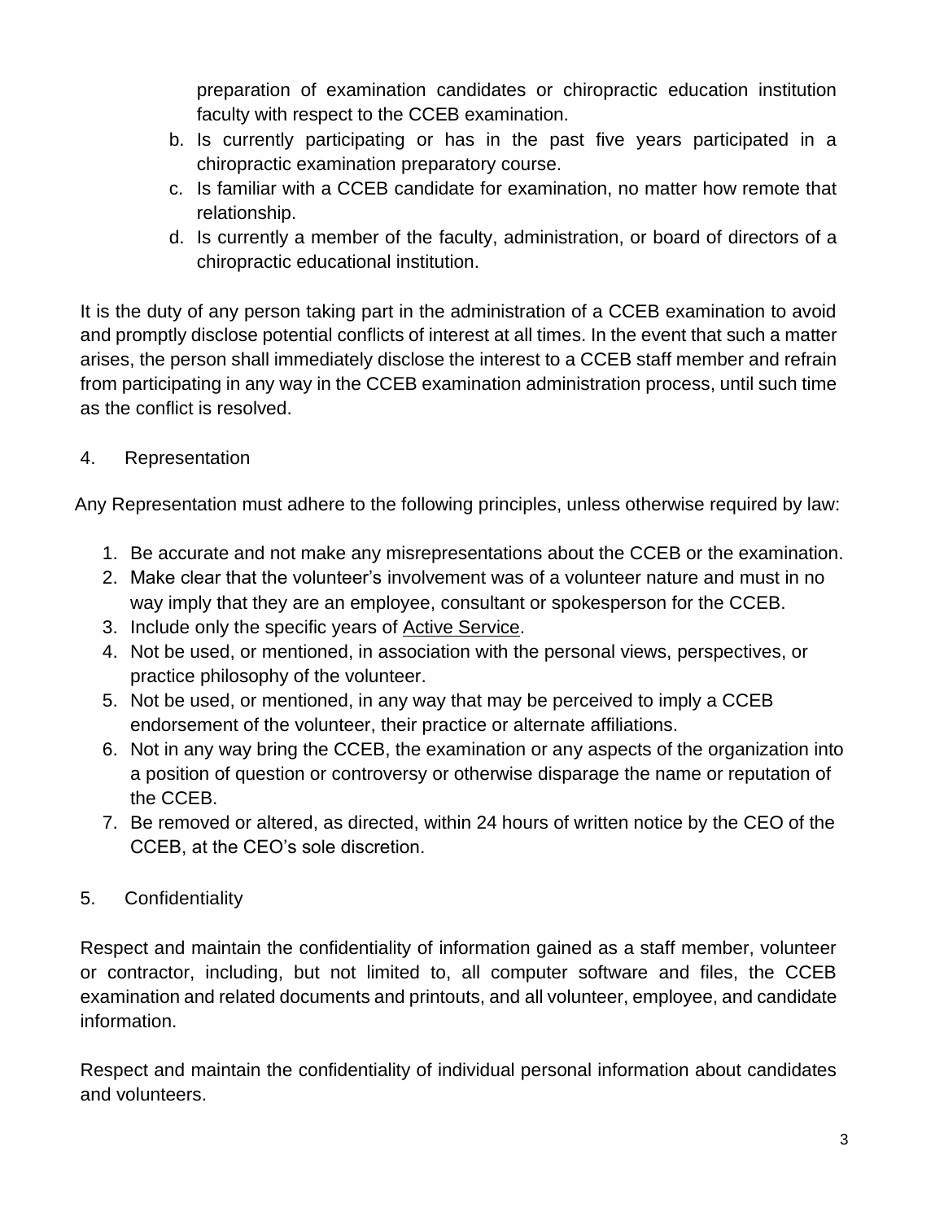preparation of examination candidates or chiropractic education institution faculty with respect to the CCEB examination.

b. Is currently participating or has in the past five years participated in a chiropractic examination preparatory course.
c. Is familiar with a CCEB candidate for examination, no matter how remote that relationship.
d. Is currently a member of the faculty, administration, or board of directors of a chiropractic educational institution.

It is the duty of any person taking part in the administration of a CCEB examination to avoid and promptly disclose potential conflicts of interest at all times. In the event that such a matter arises, the person shall immediately disclose the interest to a CCEB staff member and refrain from participating in any way in the CCEB examination administration process, until such time as the conflict is resolved.

4. Representation

Any Representation must adhere to the following principles, unless otherwise required by law:

1. Be accurate and not make any misrepresentations about the CCEB or the examination.
2. Make clear that the volunteer's involvement was of a volunteer nature and must in no way imply that they are an employee, consultant or spokesperson for the CCEB.
3. Include only the specific years of Active Service.
4. Not be used, or mentioned, in association with the personal views, perspectives, or practice philosophy of the volunteer.
5. Not be used, or mentioned, in any way that may be perceived to imply a CCEB endorsement of the volunteer, their practice or alternate affiliations.
6. Not in any way bring the CCEB, the examination or any aspects of the organization into a position of question or controversy or otherwise disparage the name or reputation of the CCEB.
7. Be removed or altered, as directed, within 24 hours of written notice by the CEO of the CCEB, at the CEO's sole discretion.

5. Confidentiality

Respect and maintain the confidentiality of information gained as a staff member, volunteer or contractor, including, but not limited to, all computer software and files, the CCEB examination and related documents and printouts, and all volunteer, employee, and candidate information.

Respect and maintain the confidentiality of individual personal information about candidates and volunteers.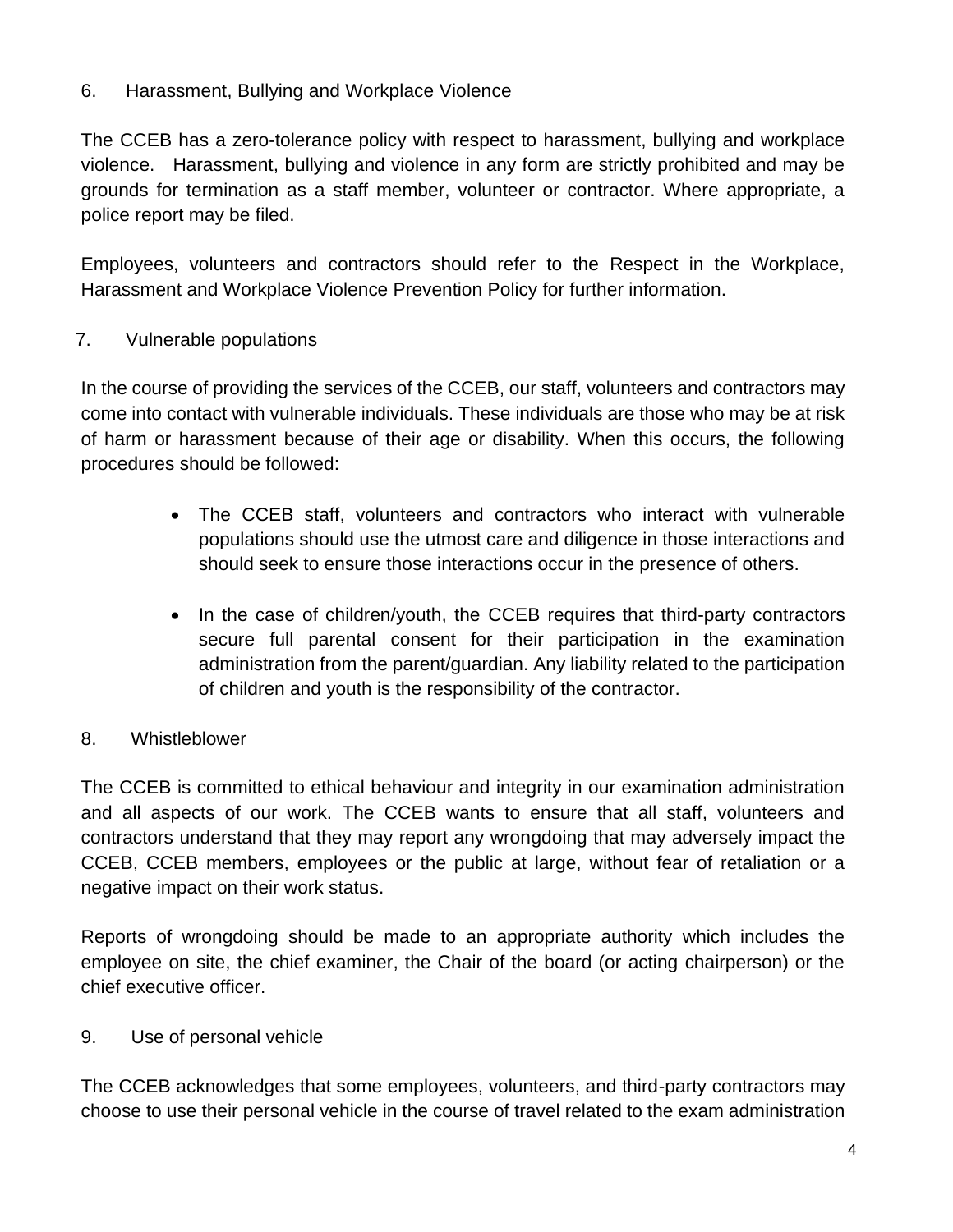## 6. Harassment, Bullying and Workplace Violence

The CCEB has a zero-tolerance policy with respect to harassment, bullying and workplace violence. Harassment, bullying and violence in any form are strictly prohibited and may be grounds for termination as a staff member, volunteer or contractor. Where appropriate, a police report may be filed.

Employees, volunteers and contractors should refer to the Respect in the Workplace, Harassment and Workplace Violence Prevention Policy for further information.

## 7. Vulnerable populations

In the course of providing the services of the CCEB, our staff, volunteers and contractors may come into contact with vulnerable individuals. These individuals are those who may be at risk of harm or harassment because of their age or disability. When this occurs, the following procedures should be followed:

- The CCEB staff, volunteers and contractors who interact with vulnerable populations should use the utmost care and diligence in those interactions and should seek to ensure those interactions occur in the presence of others.
- In the case of children/youth, the CCEB requires that third-party contractors secure full parental consent for their participation in the examination administration from the parent/guardian. Any liability related to the participation of children and youth is the responsibility of the contractor.

## 8. Whistleblower

The CCEB is committed to ethical behaviour and integrity in our examination administration and all aspects of our work. The CCEB wants to ensure that all staff, volunteers and contractors understand that they may report any wrongdoing that may adversely impact the CCEB, CCEB members, employees or the public at large, without fear of retaliation or a negative impact on their work status.

Reports of wrongdoing should be made to an appropriate authority which includes the employee on site, the chief examiner, the Chair of the board (or acting chairperson) or the chief executive officer.

## 9. Use of personal vehicle

The CCEB acknowledges that some employees, volunteers, and third-party contractors may choose to use their personal vehicle in the course of travel related to the exam administration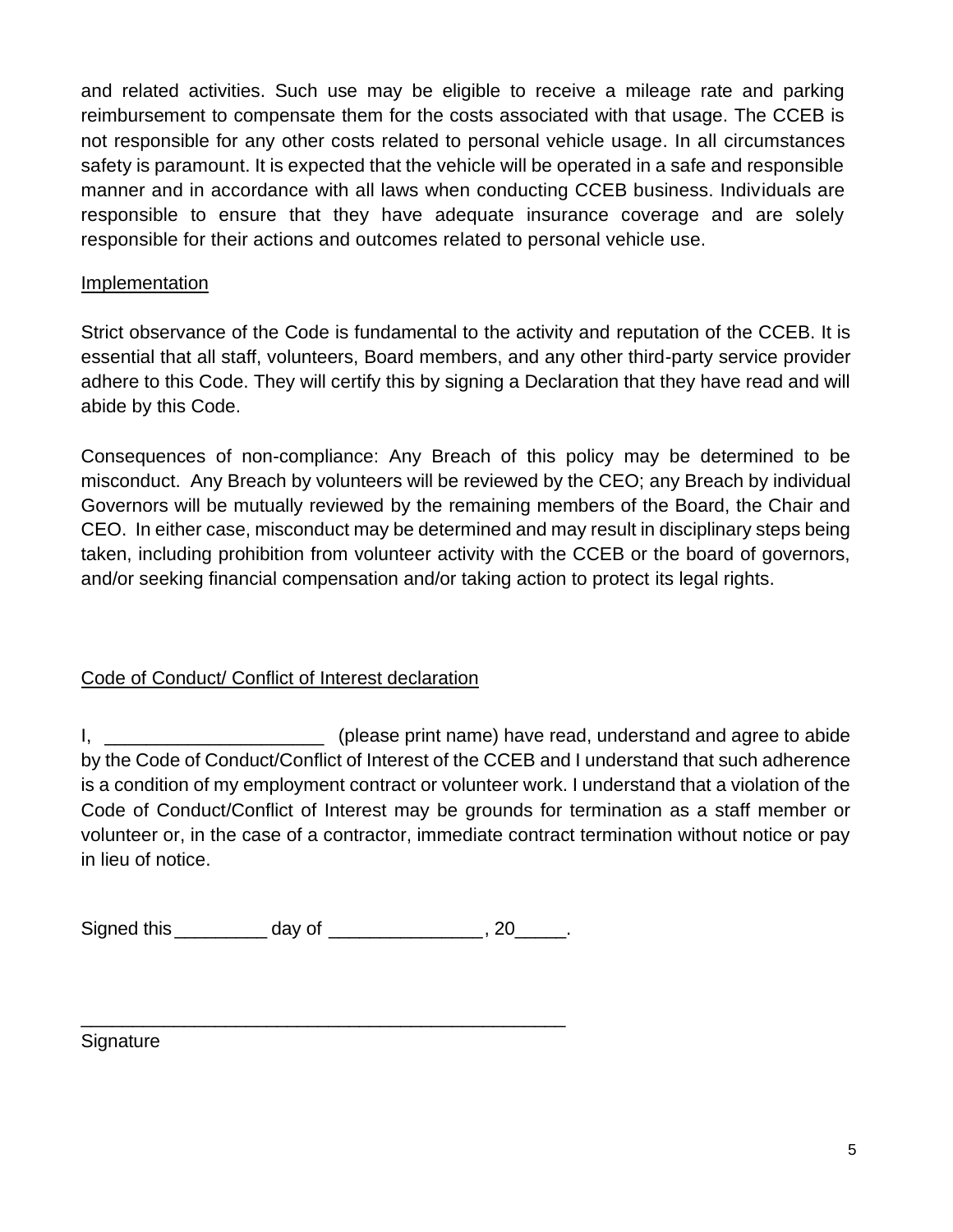and related activities. Such use may be eligible to receive a mileage rate and parking reimbursement to compensate them for the costs associated with that usage. The CCEB is not responsible for any other costs related to personal vehicle usage. In all circumstances safety is paramount. It is expected that the vehicle will be operated in a safe and responsible manner and in accordance with all laws when conducting CCEB business. Individuals are responsible to ensure that they have adequate insurance coverage and are solely responsible for their actions and outcomes related to personal vehicle use.

Implementation

Strict observance of the Code is fundamental to the activity and reputation of the CCEB. It is essential that all staff, volunteers, Board members, and any other third-party service provider adhere to this Code. They will certify this by signing a Declaration that they have read and will abide by this Code.

Consequences of non-compliance: Any Breach of this policy may be determined to be misconduct. Any Breach by volunteers will be reviewed by the CEO; any Breach by individual Governors will be mutually reviewed by the remaining members of the Board, the Chair and CEO. In either case, misconduct may be determined and may result in disciplinary steps being taken, including prohibition from volunteer activity with the CCEB or the board of governors, and/or seeking financial compensation and/or taking action to protect its legal rights.

Code of Conduct/ Conflict of Interest declaration

I, _____________________ (please print name) have read, understand and agree to abide by the Code of Conduct/Conflict of Interest of the CCEB and I understand that such adherence is a condition of my employment contract or volunteer work. I understand that a violation of the Code of Conduct/Conflict of Interest may be grounds for termination as a staff member or volunteer or, in the case of a contractor, immediate contract termination without notice or pay in lieu of notice.

Signed this _________ day of _______________, 20_____.

_________________________________________________

Signature